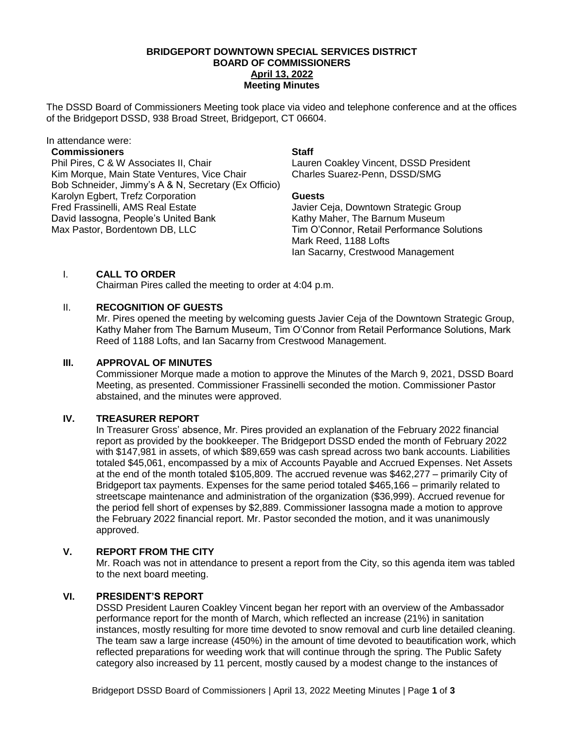**BRIDGEPORT DOWNTOWN SPECIAL SERVICES DISTRICT**
**BOARD OF COMMISSIONERS**
**April 13, 2022**
**Meeting Minutes**

The DSSD Board of Commissioners Meeting took place via video and telephone conference and at the offices of the Bridgeport DSSD, 938 Broad Street, Bridgeport, CT 06604.

In attendance were:

**Commissioners**
Phil Pires, C & W Associates II, Chair
Kim Morque, Main State Ventures, Vice Chair
Bob Schneider, Jimmy's A & N, Secretary (Ex Officio)
Karolyn Egbert, Trefz Corporation
Fred Frassinelli, AMS Real Estate
David Iassogna, People's United Bank
Max Pastor, Bordentown DB, LLC

**Staff**
Lauren Coakley Vincent, DSSD President
Charles Suarez-Penn, DSSD/SMG

**Guests**
Javier Ceja, Downtown Strategic Group
Kathy Maher, The Barnum Museum
Tim O'Connor, Retail Performance Solutions
Mark Reed, 1188 Lofts
Ian Sacarny, Crestwood Management

I. **CALL TO ORDER**
Chairman Pires called the meeting to order at 4:04 p.m.

II. **RECOGNITION OF GUESTS**
Mr. Pires opened the meeting by welcoming guests Javier Ceja of the Downtown Strategic Group, Kathy Maher from The Barnum Museum, Tim O'Connor from Retail Performance Solutions, Mark Reed of 1188 Lofts, and Ian Sacarny from Crestwood Management.

**III. APPROVAL OF MINUTES**
Commissioner Morque made a motion to approve the Minutes of the March 9, 2021, DSSD Board Meeting, as presented. Commissioner Frassinelli seconded the motion. Commissioner Pastor abstained, and the minutes were approved.

**IV. TREASURER REPORT**
In Treasurer Gross' absence, Mr. Pires provided an explanation of the February 2022 financial report as provided by the bookkeeper. The Bridgeport DSSD ended the month of February 2022 with $147,981 in assets, of which $89,659 was cash spread across two bank accounts. Liabilities totaled $45,061, encompassed by a mix of Accounts Payable and Accrued Expenses. Net Assets at the end of the month totaled $105,809. The accrued revenue was $462,277 – primarily City of Bridgeport tax payments. Expenses for the same period totaled $465,166 – primarily related to streetscape maintenance and administration of the organization ($36,999). Accrued revenue for the period fell short of expenses by $2,889. Commissioner Iassogna made a motion to approve the February 2022 financial report. Mr. Pastor seconded the motion, and it was unanimously approved.

**V. REPORT FROM THE CITY**
Mr. Roach was not in attendance to present a report from the City, so this agenda item was tabled to the next board meeting.

**VI. PRESIDENT'S REPORT**
DSSD President Lauren Coakley Vincent began her report with an overview of the Ambassador performance report for the month of March, which reflected an increase (21%) in sanitation instances, mostly resulting for more time devoted to snow removal and curb line detailed cleaning. The team saw a large increase (450%) in the amount of time devoted to beautification work, which reflected preparations for weeding work that will continue through the spring. The Public Safety category also increased by 11 percent, mostly caused by a modest change to the instances of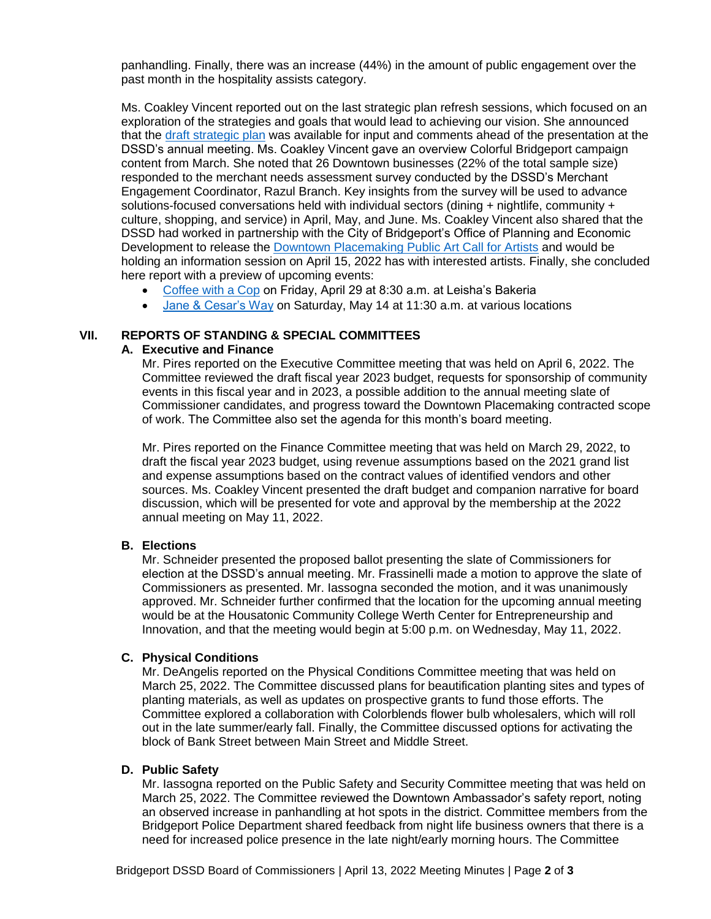panhandling. Finally, there was an increase (44%) in the amount of public engagement over the past month in the hospitality assists category.

Ms. Coakley Vincent reported out on the last strategic plan refresh sessions, which focused on an exploration of the strategies and goals that would lead to achieving our vision. She announced that the draft strategic plan was available for input and comments ahead of the presentation at the DSSD's annual meeting. Ms. Coakley Vincent gave an overview Colorful Bridgeport campaign content from March. She noted that 26 Downtown businesses (22% of the total sample size) responded to the merchant needs assessment survey conducted by the DSSD's Merchant Engagement Coordinator, Razul Branch. Key insights from the survey will be used to advance solutions-focused conversations held with individual sectors (dining + nightlife, community + culture, shopping, and service) in April, May, and June. Ms. Coakley Vincent also shared that the DSSD had worked in partnership with the City of Bridgeport's Office of Planning and Economic Development to release the Downtown Placemaking Public Art Call for Artists and would be holding an information session on April 15, 2022 has with interested artists. Finally, she concluded here report with a preview of upcoming events:

- Coffee with a Cop on Friday, April 29 at 8:30 a.m. at Leisha's Bakeria
- Jane & Cesar's Way on Saturday, May 14 at 11:30 a.m. at various locations

## VII. REPORTS OF STANDING & SPECIAL COMMITTEES

### A. Executive and Finance

Mr. Pires reported on the Executive Committee meeting that was held on April 6, 2022. The Committee reviewed the draft fiscal year 2023 budget, requests for sponsorship of community events in this fiscal year and in 2023, a possible addition to the annual meeting slate of Commissioner candidates, and progress toward the Downtown Placemaking contracted scope of work. The Committee also set the agenda for this month's board meeting.

Mr. Pires reported on the Finance Committee meeting that was held on March 29, 2022, to draft the fiscal year 2023 budget, using revenue assumptions based on the 2021 grand list and expense assumptions based on the contract values of identified vendors and other sources. Ms. Coakley Vincent presented the draft budget and companion narrative for board discussion, which will be presented for vote and approval by the membership at the 2022 annual meeting on May 11, 2022.

### B. Elections

Mr. Schneider presented the proposed ballot presenting the slate of Commissioners for election at the DSSD's annual meeting. Mr. Frassinelli made a motion to approve the slate of Commissioners as presented. Mr. Iassogna seconded the motion, and it was unanimously approved. Mr. Schneider further confirmed that the location for the upcoming annual meeting would be at the Housatonic Community College Werth Center for Entrepreneurship and Innovation, and that the meeting would begin at 5:00 p.m. on Wednesday, May 11, 2022.

### C. Physical Conditions

Mr. DeAngelis reported on the Physical Conditions Committee meeting that was held on March 25, 2022. The Committee discussed plans for beautification planting sites and types of planting materials, as well as updates on prospective grants to fund those efforts. The Committee explored a collaboration with Colorblends flower bulb wholesalers, which will roll out in the late summer/early fall. Finally, the Committee discussed options for activating the block of Bank Street between Main Street and Middle Street.

### D. Public Safety

Mr. Iassogna reported on the Public Safety and Security Committee meeting that was held on March 25, 2022. The Committee reviewed the Downtown Ambassador's safety report, noting an observed increase in panhandling at hot spots in the district. Committee members from the Bridgeport Police Department shared feedback from night life business owners that there is a need for increased police presence in the late night/early morning hours. The Committee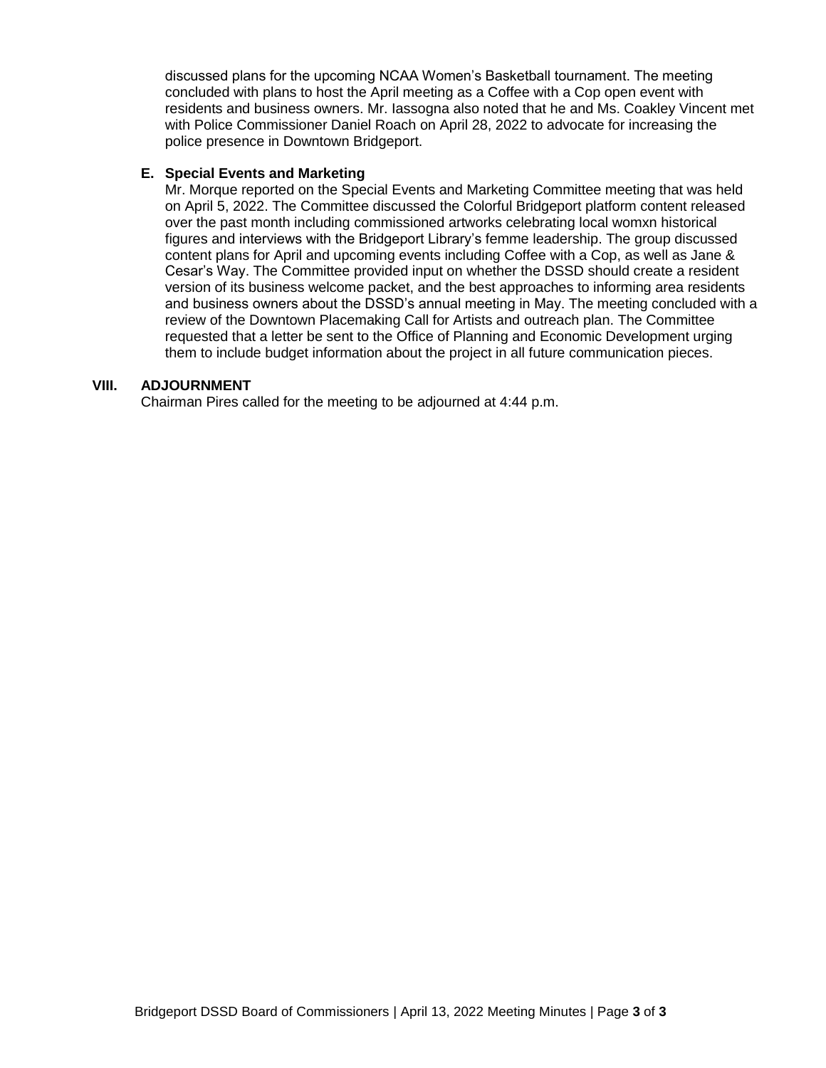discussed plans for the upcoming NCAA Women's Basketball tournament. The meeting concluded with plans to host the April meeting as a Coffee with a Cop open event with residents and business owners. Mr. Iassogna also noted that he and Ms. Coakley Vincent met with Police Commissioner Daniel Roach on April 28, 2022 to advocate for increasing the police presence in Downtown Bridgeport.

**E. Special Events and Marketing**

Mr. Morque reported on the Special Events and Marketing Committee meeting that was held on April 5, 2022. The Committee discussed the Colorful Bridgeport platform content released over the past month including commissioned artworks celebrating local womxn historical figures and interviews with the Bridgeport Library's femme leadership. The group discussed content plans for April and upcoming events including Coffee with a Cop, as well as Jane & Cesar's Way. The Committee provided input on whether the DSSD should create a resident version of its business welcome packet, and the best approaches to informing area residents and business owners about the DSSD's annual meeting in May. The meeting concluded with a review of the Downtown Placemaking Call for Artists and outreach plan. The Committee requested that a letter be sent to the Office of Planning and Economic Development urging them to include budget information about the project in all future communication pieces.

## VIII. ADJOURNMENT

Chairman Pires called for the meeting to be adjourned at 4:44 p.m.